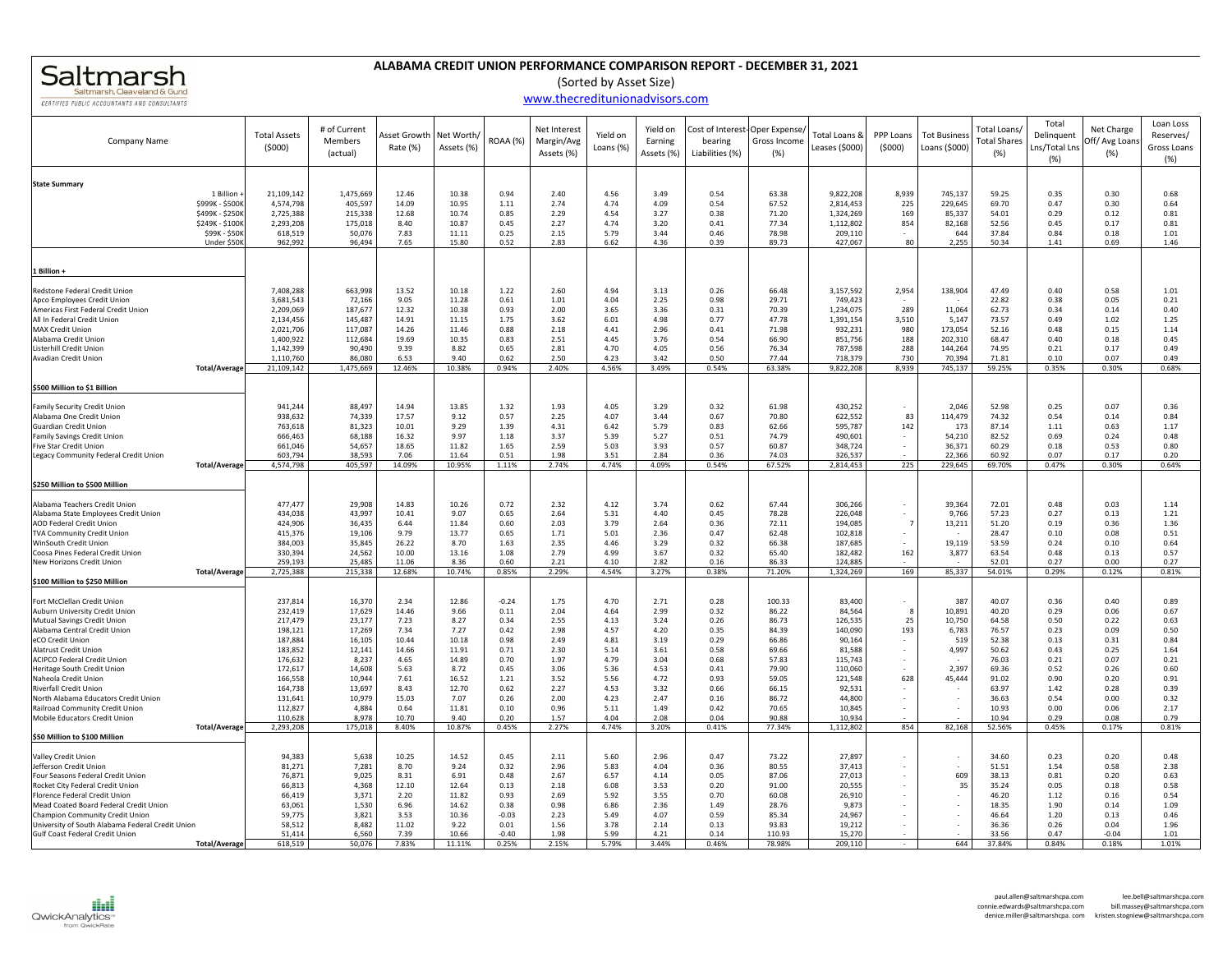# ALABAMA CREDIT UNION PERFORMANCE COMPARISON REPORT - DECEMBER 31, 2021

(Sorted by Asset Size)

www.thecreditunionadvisors.com

Saltmarsh — Saltmarsh, Cleaveland & Gund — CERTIFIED PUBLIC ACCOUNTANTS AND CONSULTANTS

| Company Name | Total Assets ($000) | # of Current Members (actual) | Asset Growth Rate (%) | Net Worth/ Assets (%) | ROAA (%) | Net Interest Margin/Avg Assets (%) | Yield on Loans (%) | Yield on Earning Assets (%) | Cost of Interest-bearing Liabilities (%) | Oper Expense/ Gross Income (%) | Total Loans & Leases ($000) | PPP Loans ($000) | Tot Business Loans ($000) | Total Loans/ Total Shares (%) | Total Delinquent Lns/Total Lns (%) | Net Charge Off/ Avg Loans (%) | Loan Loss Reserves/ Gross Loans (%) |
|---|---|---|---|---|---|---|---|---|---|---|---|---|---|---|---|---|---|
| **State Summary** | | | | | | | | | | | | | | | | | |
| 1 Billion + | 21,109,142 | 1,475,669 | 12.46 | 10.38 | 0.94 | 2.40 | 4.56 | 3.49 | 0.54 | 63.38 | 9,822,208 | 8,939 | 745,137 | 59.25 | 0.35 | 0.30 | 0.68 |
| $999K - $500K | 4,574,798 | 405,597 | 14.09 | 10.95 | 1.11 | 2.74 | 4.74 | 4.09 | 0.54 | 67.52 | 2,814,453 | 225 | 229,645 | 69.70 | 0.47 | 0.30 | 0.64 |
| $499K - $250K | 2,725,388 | 215,338 | 12.68 | 10.74 | 0.85 | 2.29 | 4.54 | 3.27 | 0.38 | 71.20 | 1,324,269 | 169 | 85,337 | 54.01 | 0.29 | 0.12 | 0.81 |
| $249K - $100K | 2,293,208 | 175,018 | 8.40 | 10.87 | 0.45 | 2.27 | 4.74 | 3.20 | 0.41 | 77.34 | 1,112,802 | 854 | 82,168 | 52.56 | 0.45 | 0.17 | 0.81 |
| $99K - $50K | 618,519 | 50,076 | 7.83 | 11.11 | 0.25 | 2.15 | 5.79 | 3.44 | 0.46 | 78.98 | 209,110 | - | 644 | 37.84 | 0.84 | 0.18 | 1.01 |
| Under $50K | 962,992 | 96,494 | 7.65 | 15.80 | 0.52 | 2.83 | 6.62 | 4.36 | 0.39 | 89.73 | 427,067 | 80 | 2,255 | 50.34 | 1.41 | 0.69 | 1.46 |
| **1 Billion +** | | | | | | | | | | | | | | | | | |
| Redstone Federal Credit Union | 7,408,288 | 663,998 | 13.52 | 10.18 | 1.22 | 2.60 | 4.94 | 3.13 | 0.26 | 66.48 | 3,157,592 | 2,954 | 138,904 | 47.49 | 0.40 | 0.58 | 1.01 |
| Apco Employees Credit Union | 3,681,543 | 72,166 | 9.05 | 11.28 | 0.61 | 1.01 | 4.04 | 2.25 | 0.98 | 29.71 | 749,423 | - | - | 22.82 | 0.38 | 0.05 | 0.21 |
| Americas First Federal Credit Union | 2,209,069 | 187,677 | 12.32 | 10.38 | 0.93 | 2.00 | 3.65 | 3.36 | 0.31 | 70.39 | 1,234,075 | 289 | 11,064 | 62.73 | 0.34 | 0.14 | 0.40 |
| All In Federal Credit Union | 2,134,456 | 145,487 | 14.91 | 11.15 | 1.75 | 3.62 | 6.01 | 4.98 | 0.77 | 47.78 | 1,391,154 | 3,510 | 5,147 | 73.57 | 0.49 | 1.02 | 1.25 |
| MAX Credit Union | 2,021,706 | 117,087 | 14.26 | 11.46 | 0.88 | 2.18 | 4.41 | 2.96 | 0.41 | 71.98 | 932,231 | 980 | 173,054 | 52.16 | 0.48 | 0.15 | 1.14 |
| Alabama Credit Union | 1,400,922 | 112,684 | 19.69 | 10.35 | 0.83 | 2.51 | 4.45 | 3.76 | 0.54 | 66.90 | 851,756 | 188 | 202,310 | 68.47 | 0.40 | 0.18 | 0.45 |
| Listerhill Credit Union | 1,142,399 | 90,490 | 9.39 | 8.82 | 0.65 | 2.81 | 4.70 | 4.05 | 0.56 | 76.34 | 787,598 | 288 | 144,264 | 74.95 | 0.21 | 0.17 | 0.49 |
| Avadian Credit Union | 1,110,760 | 86,080 | 6.53 | 9.40 | 0.62 | 2.50 | 4.23 | 3.42 | 0.50 | 77.44 | 718,379 | 730 | 70,394 | 71.81 | 0.10 | 0.07 | 0.49 |
| **Total/Average** | 21,109,142 | 1,475,669 | 12.46% | 10.38% | 0.94% | 2.40% | 4.56% | 3.49% | 0.54% | 63.38% | 9,822,208 | 8,939 | 745,137 | 59.25% | 0.35% | 0.30% | 0.68% |
| **$500 Million to $1 Billion** | | | | | | | | | | | | | | | | | |
| Family Security Credit Union | 941,244 | 88,497 | 14.94 | 13.85 | 1.32 | 1.93 | 4.05 | 3.29 | 0.32 | 61.98 | 430,252 | - | 2,046 | 52.98 | 0.25 | 0.07 | 0.36 |
| Alabama One Credit Union | 938,632 | 74,339 | 17.57 | 9.12 | 0.57 | 2.25 | 4.07 | 3.44 | 0.67 | 70.80 | 622,552 | 83 | 114,479 | 74.32 | 0.54 | 0.14 | 0.84 |
| Guardian Credit Union | 763,618 | 81,323 | 10.01 | 9.29 | 1.39 | 4.31 | 6.42 | 5.79 | 0.83 | 62.66 | 595,787 | 142 | 173 | 87.14 | 1.11 | 0.63 | 1.17 |
| Family Savings Credit Union | 666,463 | 68,188 | 16.32 | 9.97 | 1.18 | 3.37 | 5.39 | 5.27 | 0.51 | 74.79 | 490,601 | - | 54,210 | 82.52 | 0.69 | 0.24 | 0.48 |
| Five Star Credit Union | 661,046 | 54,657 | 18.65 | 11.82 | 1.65 | 2.59 | 5.03 | 3.93 | 0.57 | 60.87 | 348,724 | - | 36,371 | 60.29 | 0.18 | 0.53 | 0.80 |
| Legacy Community Federal Credit Union | 603,794 | 38,593 | 7.06 | 11.64 | 0.51 | 1.98 | 3.51 | 2.84 | 0.36 | 74.03 | 326,537 | - | 22,366 | 60.92 | 0.07 | 0.17 | 0.20 |
| **Total/Average** | 4,574,798 | 405,597 | 14.09% | 10.95% | 1.11% | 2.74% | 4.74% | 4.09% | 0.54% | 67.52% | 2,814,453 | 225 | 229,645 | 69.70% | 0.47% | 0.30% | 0.64% |
| **$250 Million to $500 Million** | | | | | | | | | | | | | | | | | |
| Alabama Teachers Credit Union | 477,477 | 29,908 | 14.83 | 10.26 | 0.72 | 2.32 | 4.12 | 3.74 | 0.62 | 67.44 | 306,266 | - | 39,364 | 72.01 | 0.48 | 0.03 | 1.14 |
| Alabama State Employees Credit Union | 434,038 | 43,997 | 10.41 | 9.07 | 0.65 | 2.64 | 5.31 | 4.40 | 0.45 | 78.28 | 226,048 | - | 9,766 | 57.23 | 0.27 | 0.13 | 1.21 |
| AOD Federal Credit Union | 424,906 | 36,435 | 6.44 | 11.84 | 0.60 | 2.03 | 3.79 | 2.64 | 0.36 | 72.11 | 194,085 | 7 | 13,211 | 51.20 | 0.19 | 0.36 | 1.36 |
| TVA Community Credit Union | 415,376 | 19,106 | 9.79 | 13.77 | 0.65 | 1.71 | 5.01 | 2.36 | 0.47 | 62.48 | 102,818 | - | - | 28.47 | 0.10 | 0.08 | 0.51 |
| WinSouth Credit Union | 384,003 | 35,845 | 26.22 | 8.70 | 1.63 | 2.35 | 4.46 | 3.29 | 0.32 | 66.38 | 187,685 | - | 19,119 | 53.59 | 0.24 | 0.10 | 0.64 |
| Coosa Pines Federal Credit Union | 330,394 | 24,562 | 10.00 | 13.16 | 1.08 | 2.79 | 4.99 | 3.67 | 0.32 | 65.40 | 182,482 | 162 | 3,877 | 63.54 | 0.48 | 0.13 | 0.57 |
| New Horizons Credit Union | 259,193 | 25,485 | 11.06 | 8.36 | 0.60 | 2.21 | 4.10 | 2.82 | 0.16 | 86.33 | 124,885 | - | - | 52.01 | 0.27 | 0.00 | 0.27 |
| **Total/Average** | 2,725,388 | 215,338 | 12.68% | 10.74% | 0.85% | 2.29% | 4.54% | 3.27% | 0.38% | 71.20% | 1,324,269 | 169 | 85,337 | 54.01% | 0.29% | 0.12% | 0.81% |
| **$100 Million to $250 Million** | | | | | | | | | | | | | | | | | |
| Fort McClellan Credit Union | 237,814 | 16,370 | 2.34 | 12.86 | -0.24 | 1.75 | 4.70 | 2.71 | 0.28 | 100.33 | 83,400 | - | 387 | 40.07 | 0.36 | 0.40 | 0.89 |
| Auburn University Credit Union | 232,419 | 17,629 | 14.46 | 9.66 | 0.11 | 2.04 | 4.64 | 2.99 | 0.32 | 86.22 | 84,564 | 8 | 10,891 | 40.20 | 0.29 | 0.06 | 0.67 |
| Mutual Savings Credit Union | 217,479 | 23,177 | 7.23 | 8.27 | 0.34 | 2.55 | 4.13 | 3.24 | 0.26 | 86.73 | 126,535 | 25 | 10,750 | 64.58 | 0.50 | 0.22 | 0.63 |
| Alabama Central Credit Union | 198,121 | 17,269 | 7.34 | 7.27 | 0.42 | 2.98 | 4.57 | 4.20 | 0.35 | 84.39 | 140,090 | 193 | 6,783 | 76.57 | 0.23 | 0.09 | 0.50 |
| eCO Credit Union | 187,884 | 16,105 | 10.44 | 10.18 | 0.98 | 2.49 | 4.81 | 3.19 | 0.29 | 66.86 | 90,164 | - | 519 | 52.38 | 0.13 | 0.31 | 0.84 |
| Alatrust Credit Union | 183,852 | 12,141 | 14.66 | 11.91 | 0.71 | 2.30 | 5.14 | 3.61 | 0.58 | 69.66 | 81,588 | - | 4,997 | 50.62 | 0.43 | 0.25 | 1.64 |
| ACIPCO Federal Credit Union | 176,632 | 8,237 | 4.65 | 14.89 | 0.70 | 1.97 | 4.79 | 3.04 | 0.68 | 57.83 | 115,743 | - | - | 76.03 | 0.21 | 0.07 | 0.21 |
| Heritage South Credit Union | 172,617 | 14,608 | 5.63 | 8.72 | 0.45 | 3.06 | 5.36 | 4.53 | 0.41 | 79.90 | 110,060 | - | 2,397 | 69.36 | 0.52 | 0.26 | 0.60 |
| Naheola Credit Union | 166,558 | 10,944 | 7.61 | 16.52 | 1.21 | 3.52 | 5.56 | 4.72 | 0.93 | 59.05 | 121,548 | 628 | 45,444 | 91.02 | 0.90 | 0.20 | 0.91 |
| Riverfall Credit Union | 164,738 | 13,697 | 8.43 | 12.70 | 0.62 | 2.27 | 4.53 | 3.32 | 0.66 | 66.15 | 92,531 | - | - | 63.97 | 1.42 | 0.28 | 0.39 |
| North Alabama Educators Credit Union | 131,641 | 10,979 | 15.03 | 7.07 | 0.26 | 2.00 | 4.23 | 2.47 | 0.16 | 86.72 | 44,800 | - | - | 36.63 | 0.54 | 0.00 | 0.32 |
| Railroad Community Credit Union | 112,827 | 4,884 | 0.64 | 11.81 | 0.10 | 0.96 | 5.11 | 1.49 | 0.42 | 70.65 | 10,845 | - | - | 10.93 | 0.00 | 0.06 | 2.17 |
| Mobile Educators Credit Union | 110,628 | 8,978 | 10.70 | 9.40 | 0.20 | 1.57 | 4.04 | 2.08 | 0.04 | 90.88 | 10,934 | - | - | 10.94 | 0.29 | 0.08 | 0.79 |
| **Total/Average** | 2,293,208 | 175,018 | 8.40% | 10.87% | 0.45% | 2.27% | 4.74% | 3.20% | 0.41% | 77.34% | 1,112,802 | 854 | 82,168 | 52.56% | 0.45% | 0.17% | 0.81% |
| **$50 Million to $100 Million** | | | | | | | | | | | | | | | | | |
| Valley Credit Union | 94,383 | 5,638 | 10.25 | 14.52 | 0.45 | 2.11 | 5.60 | 2.96 | 0.47 | 73.22 | 27,897 | - | - | 34.60 | 0.23 | 0.20 | 0.48 |
| Jefferson Credit Union | 81,271 | 7,281 | 8.70 | 9.24 | 0.32 | 2.96 | 5.83 | 4.04 | 0.36 | 80.55 | 37,413 | - | - | 51.51 | 1.54 | 0.58 | 2.38 |
| Four Seasons Federal Credit Union | 76,871 | 9,025 | 8.31 | 6.91 | 0.48 | 2.67 | 6.57 | 4.14 | 0.05 | 87.06 | 27,013 | - | 609 | 38.13 | 0.81 | 0.20 | 0.63 |
| Rocket City Federal Credit Union | 66,813 | 4,368 | 12.10 | 12.64 | 0.13 | 2.18 | 6.08 | 3.53 | 0.20 | 91.00 | 20,555 | - | 35 | 35.24 | 0.05 | 0.18 | 0.58 |
| Florence Federal Credit Union | 66,419 | 3,371 | 2.20 | 11.82 | 0.93 | 2.69 | 5.92 | 3.55 | 0.70 | 60.08 | 26,910 | - | - | 46.20 | 1.12 | 0.16 | 0.54 |
| Mead Coated Board Federal Credit Union | 63,061 | 1,530 | 6.96 | 14.62 | 0.38 | 0.98 | 6.86 | 2.36 | 1.49 | 28.76 | 9,873 | - | - | 18.35 | 1.90 | 0.14 | 1.09 |
| Champion Community Credit Union | 59,775 | 3,821 | 3.53 | 10.36 | -0.03 | 2.23 | 5.49 | 4.07 | 0.59 | 85.34 | 24,967 | - | - | 46.64 | 1.20 | 0.13 | 0.46 |
| University of South Alabama Federal Credit Union | 58,512 | 8,482 | 11.02 | 9.22 | 0.01 | 1.56 | 3.78 | 2.14 | 0.13 | 93.83 | 19,212 | - | - | 36.36 | 0.26 | 0.04 | 1.96 |
| Gulf Coast Federal Credit Union | 51,414 | 6,560 | 7.39 | 10.66 | -0.40 | 1.98 | 5.99 | 4.21 | 0.14 | 110.93 | 15,270 | - | - | 33.56 | 0.47 | -0.04 | 1.01 |
| **Total/Average** | 618,519 | 50,076 | 7.83% | 11.11% | 0.25% | 2.15% | 5.79% | 3.44% | 0.46% | 78.98% | 209,110 | - | 644 | 37.84% | 0.84% | 0.18% | 1.01% |

QwickAnalytics from QwickRate

paul.allen@saltmarshcpa.com lee.bell@saltmarshcpa.com
connie.edwards@saltmarshcpa.com bill.massey@saltmarshcpa.com
denice.miller@saltmarshcpa.com kristen.stogniew@saltmarshcpa.com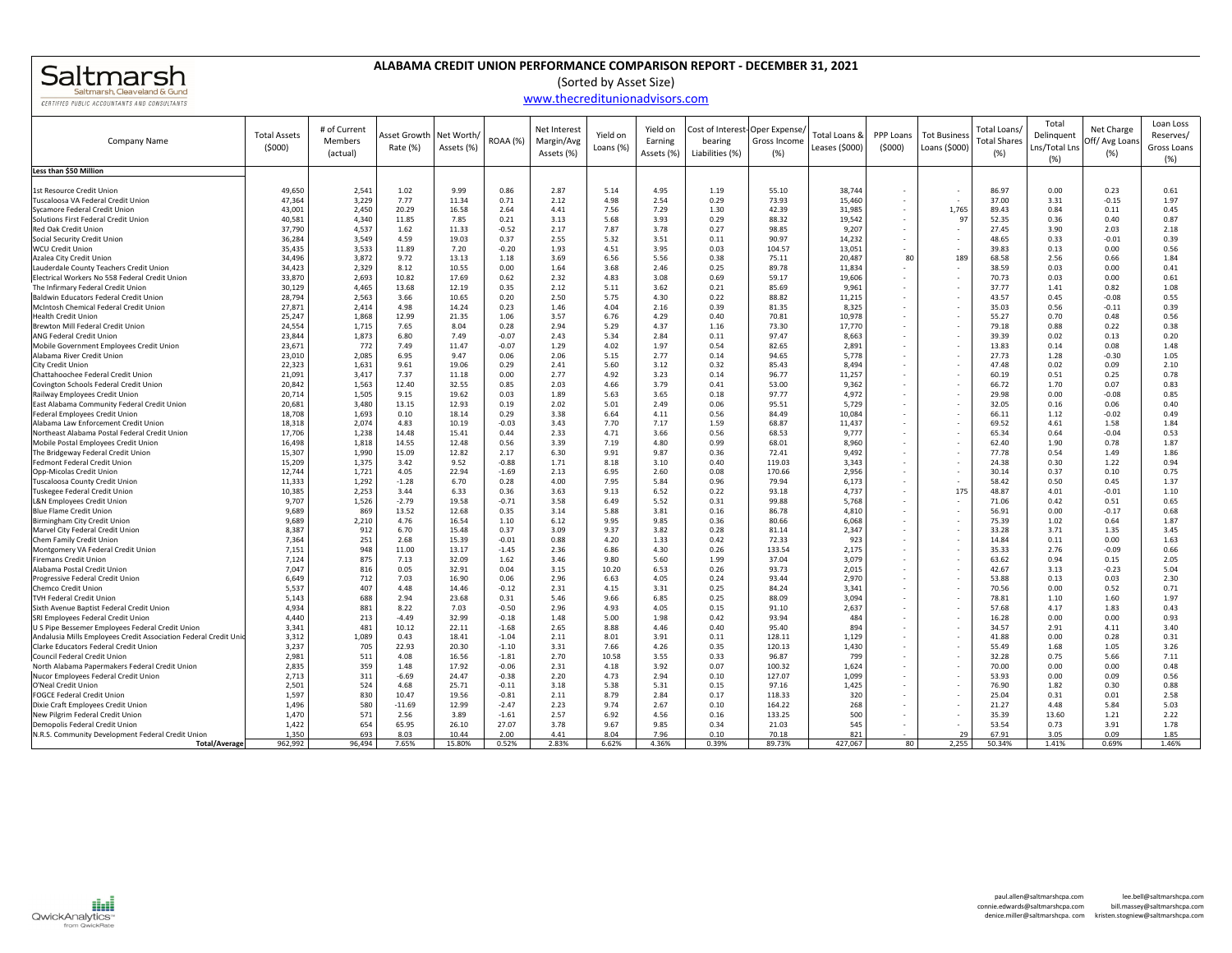# ALABAMA CREDIT UNION PERFORMANCE COMPARISON REPORT - DECEMBER 31, 2021

(Sorted by Asset Size)

www.thecreditunionadvisors.com

| Company Name | Total Assets ($000) | # of Current Members (actual) | Asset Growth Rate (%) | Net Worth/ Assets (%) | ROAA (%) | Net Interest Margin/Avg Assets (%) | Yield on Loans (%) | Yield on Earning Assets (%) | Cost of Interest-bearing Liabilities (%) | Oper Expense/ Gross Income (%) | Total Loans & Leases ($000) | PPP Loans ($000) | Tot Business Loans ($000) | Total Loans/ Total Shares (%) | Total Delinquent Lns/Total Lns (%) | Net Charge Off/ Avg Loans (%) | Loan Loss Reserves/ Gross Loans (%) |
|---|---|---|---|---|---|---|---|---|---|---|---|---|---|---|---|---|---|
| **Less than $50 Million** | | | | | | | | | | | | | | | | | |
| 1st Resource Credit Union | 49,650 | 2,541 | 1.02 | 9.99 | 0.86 | 2.87 | 5.14 | 4.95 | 1.19 | 55.10 | 38,744 | - | - | 86.97 | 0.00 | 0.23 | 0.61 |
| Tuscaloosa VA Federal Credit Union | 47,364 | 3,229 | 7.77 | 11.34 | 0.71 | 2.12 | 4.98 | 2.54 | 0.29 | 73.93 | 15,460 | - | - | 37.00 | 3.31 | -0.15 | 1.97 |
| Sycamore Federal Credit Union | 43,001 | 2,450 | 20.29 | 16.58 | 2.64 | 4.41 | 7.56 | 7.29 | 1.30 | 42.39 | 31,985 | - | 1,765 | 89.43 | 0.84 | 0.11 | 0.45 |
| Solutions First Federal Credit Union | 40,581 | 4,340 | 11.85 | 7.85 | 0.21 | 3.13 | 5.68 | 3.93 | 0.29 | 88.32 | 19,542 | - | 97 | 52.35 | 0.36 | 0.40 | 0.87 |
| Red Oak Credit Union | 37,790 | 4,537 | 1.62 | 11.33 | -0.52 | 2.17 | 7.87 | 3.78 | 0.27 | 98.85 | 9,207 | - | - | 27.45 | 3.90 | 2.03 | 2.18 |
| Social Security Credit Union | 36,284 | 3,549 | 4.59 | 19.03 | 0.37 | 2.55 | 5.32 | 3.51 | 0.11 | 90.97 | 14,232 | - | - | 48.65 | 0.33 | -0.01 | 0.39 |
| WCU Credit Union | 35,435 | 3,533 | 11.89 | 7.20 | -0.20 | 1.93 | 4.51 | 3.95 | 0.03 | 104.57 | 13,051 | - | - | 39.83 | 0.13 | 0.00 | 0.56 |
| Azalea City Credit Union | 34,496 | 3,872 | 9.72 | 13.13 | 1.18 | 3.69 | 6.56 | 5.56 | 0.38 | 75.11 | 20,487 | 80 | 189 | 68.58 | 2.56 | 0.66 | 1.84 |
| Lauderdale County Teachers Credit Union | 34,423 | 2,329 | 8.12 | 10.55 | 0.00 | 1.64 | 3.68 | 2.46 | 0.25 | 89.78 | 11,834 | - | - | 38.59 | 0.03 | 0.00 | 0.41 |
| Electrical Workers No 558 Federal Credit Union | 33,870 | 2,693 | 10.82 | 17.69 | 0.62 | 2.32 | 4.83 | 3.08 | 0.69 | 59.17 | 19,606 | - | - | 70.73 | 0.03 | 0.00 | 0.61 |
| The Infirmary Federal Credit Union | 30,129 | 4,465 | 13.68 | 12.19 | 0.35 | 2.12 | 5.11 | 3.62 | 0.21 | 85.69 | 9,961 | - | - | 37.77 | 1.41 | 0.82 | 1.08 |
| Baldwin Educators Federal Credit Union | 28,794 | 2,563 | 3.66 | 10.65 | 0.20 | 2.50 | 5.75 | 4.30 | 0.22 | 88.82 | 11,215 | - | - | 43.57 | 0.45 | -0.08 | 0.55 |
| McIntosh Chemical Federal Credit Union | 27,871 | 2,414 | 4.98 | 14.24 | 0.23 | 1.46 | 4.04 | 2.16 | 0.39 | 81.35 | 8,325 | - | - | 35.03 | 0.56 | -0.11 | 0.39 |
| Health Credit Union | 25,247 | 1,868 | 12.99 | 21.35 | 1.06 | 3.57 | 6.76 | 4.29 | 0.40 | 70.81 | 10,978 | - | - | 55.27 | 0.70 | 0.48 | 0.56 |
| Brewton Mill Federal Credit Union | 24,554 | 1,715 | 7.65 | 8.04 | 0.28 | 2.94 | 5.29 | 4.37 | 1.16 | 73.30 | 17,770 | - | - | 79.18 | 0.88 | 0.22 | 0.38 |
| ANG Federal Credit Union | 23,844 | 1,873 | 6.80 | 7.49 | -0.07 | 2.43 | 5.34 | 2.84 | 0.11 | 97.47 | 8,663 | - | - | 39.39 | 0.02 | 0.13 | 0.20 |
| Mobile Government Employees Credit Union | 23,671 | 772 | 7.49 | 11.47 | -0.07 | 1.29 | 4.02 | 1.97 | 0.54 | 82.65 | 2,891 | - | - | 13.83 | 0.14 | 0.08 | 1.48 |
| Alabama River Credit Union | 23,010 | 2,085 | 6.95 | 9.47 | 0.06 | 2.06 | 5.15 | 2.77 | 0.14 | 94.65 | 5,778 | - | - | 27.73 | 1.28 | -0.30 | 1.05 |
| City Credit Union | 22,323 | 1,631 | 9.61 | 19.06 | 0.29 | 2.41 | 5.60 | 3.12 | 0.32 | 85.43 | 8,494 | - | - | 47.48 | 0.02 | 0.09 | 2.10 |
| Chattahoochee Federal Credit Union | 21,091 | 3,417 | 7.37 | 11.18 | 0.00 | 2.77 | 4.92 | 3.23 | 0.14 | 96.77 | 11,257 | - | - | 60.19 | 0.51 | 0.25 | 0.78 |
| Covington Schools Federal Credit Union | 20,842 | 1,563 | 12.40 | 32.55 | 0.85 | 2.03 | 4.66 | 3.79 | 0.41 | 53.00 | 9,362 | - | - | 66.72 | 1.70 | 0.07 | 0.83 |
| Railway Employees Credit Union | 20,714 | 1,505 | 9.15 | 19.62 | 0.03 | 1.89 | 5.63 | 3.65 | 0.18 | 97.77 | 4,972 | - | - | 29.98 | 0.00 | -0.08 | 0.85 |
| East Alabama Community Federal Credit Union | 20,681 | 3,480 | 13.15 | 12.93 | 0.19 | 2.02 | 5.01 | 2.49 | 0.06 | 95.51 | 5,729 | - | - | 32.05 | 0.16 | 0.06 | 0.40 |
| Federal Employees Credit Union | 18,708 | 1,693 | 0.10 | 18.14 | 0.29 | 3.38 | 6.64 | 4.11 | 0.56 | 84.49 | 10,084 | - | - | 66.11 | 1.12 | -0.02 | 0.49 |
| Alabama Law Enforcement Credit Union | 18,318 | 2,074 | 4.83 | 10.19 | -0.03 | 3.43 | 7.70 | 7.17 | 1.59 | 68.87 | 11,437 | - | - | 69.52 | 4.61 | 1.58 | 1.84 |
| Northeast Alabama Postal Federal Credit Union | 17,706 | 1,238 | 14.48 | 15.41 | 0.44 | 2.33 | 4.71 | 3.66 | 0.56 | 68.53 | 9,777 | - | - | 65.34 | 0.64 | -0.04 | 0.53 |
| Mobile Postal Employees Credit Union | 16,498 | 1,818 | 14.55 | 12.48 | 0.56 | 3.39 | 7.19 | 4.80 | 0.99 | 68.01 | 8,960 | - | - | 62.40 | 1.90 | 0.78 | 1.87 |
| The Bridgeway Federal Credit Union | 15,307 | 1,990 | 15.09 | 12.82 | 2.17 | 6.30 | 9.91 | 9.87 | 0.36 | 72.41 | 9,492 | - | - | 77.78 | 0.54 | 1.49 | 1.86 |
| Fedmont Federal Credit Union | 15,209 | 1,375 | 3.42 | 9.52 | -0.88 | 1.71 | 8.18 | 3.10 | 0.40 | 119.03 | 3,343 | - | - | 24.38 | 0.30 | 1.22 | 0.94 |
| Opp-Micolas Credit Union | 12,744 | 1,721 | 4.05 | 22.94 | -1.69 | 2.13 | 6.95 | 2.60 | 0.08 | 170.66 | 2,956 | - | - | 30.14 | 0.37 | 0.10 | 0.75 |
| Tuscaloosa County Credit Union | 11,333 | 1,292 | -1.28 | 6.70 | 0.28 | 4.00 | 7.95 | 5.84 | 0.96 | 79.94 | 6,173 | - | - | 58.42 | 0.50 | 0.45 | 1.37 |
| Tuskegee Federal Credit Union | 10,385 | 2,253 | 3.44 | 6.33 | 0.36 | 3.63 | 9.13 | 6.52 | 0.22 | 93.18 | 4,737 | - | 175 | 48.87 | 4.01 | -0.01 | 1.10 |
| L&N Employees Credit Union | 9,707 | 1,526 | -2.79 | 19.58 | -0.71 | 3.58 | 6.49 | 5.52 | 0.31 | 99.88 | 5,768 | - | - | 71.06 | 0.42 | 0.51 | 0.65 |
| Blue Flame Credit Union | 9,689 | 869 | 13.52 | 12.68 | 0.35 | 3.14 | 5.88 | 3.81 | 0.16 | 86.78 | 4,810 | - | - | 56.91 | 0.00 | -0.17 | 0.68 |
| Birmingham City Credit Union | 9,689 | 2,210 | 4.76 | 16.54 | 1.10 | 6.12 | 9.95 | 9.85 | 0.36 | 80.66 | 6,068 | - | - | 75.39 | 1.02 | 0.64 | 1.87 |
| Marvel City Federal Credit Union | 8,387 | 912 | 6.70 | 15.48 | 0.37 | 3.09 | 9.37 | 3.82 | 0.28 | 81.14 | 2,347 | - | - | 33.28 | 3.71 | 1.35 | 3.45 |
| Chem Family Credit Union | 7,364 | 251 | 2.68 | 15.39 | -0.01 | 0.88 | 4.20 | 1.33 | 0.42 | 72.33 | 923 | - | - | 14.84 | 0.11 | 0.00 | 1.63 |
| Montgomery VA Federal Credit Union | 7,151 | 948 | 11.00 | 13.17 | -1.45 | 2.36 | 6.86 | 4.30 | 0.26 | 133.54 | 2,175 | - | - | 35.33 | 2.76 | -0.09 | 0.66 |
| Firemans Credit Union | 7,124 | 875 | 7.13 | 32.09 | 1.62 | 3.46 | 9.80 | 5.60 | 1.99 | 37.04 | 3,079 | - | - | 63.62 | 0.94 | 0.15 | 2.05 |
| Alabama Postal Credit Union | 7,047 | 816 | 0.05 | 32.91 | 0.04 | 3.15 | 10.20 | 6.53 | 0.26 | 93.73 | 2,015 | - | - | 42.67 | 3.13 | -0.23 | 5.04 |
| Progressive Federal Credit Union | 6,649 | 712 | 7.03 | 16.90 | 0.06 | 2.96 | 6.63 | 4.05 | 0.24 | 93.44 | 2,970 | - | - | 53.88 | 0.13 | 0.03 | 2.30 |
| Chemco Credit Union | 5,537 | 407 | 4.48 | 14.46 | -0.12 | 2.31 | 4.15 | 3.31 | 0.25 | 84.24 | 3,341 | - | - | 70.56 | 0.00 | 0.52 | 0.71 |
| TVH Federal Credit Union | 5,143 | 688 | 2.94 | 23.68 | 0.31 | 5.46 | 9.66 | 6.85 | 0.25 | 88.09 | 3,094 | - | - | 78.81 | 1.10 | 1.60 | 1.97 |
| Sixth Avenue Baptist Federal Credit Union | 4,934 | 881 | 8.22 | 7.03 | -0.50 | 2.96 | 4.93 | 4.05 | 0.15 | 91.10 | 2,637 | - | - | 57.68 | 4.17 | 1.83 | 0.43 |
| SRI Employees Federal Credit Union | 4,440 | 213 | -4.49 | 32.99 | -0.18 | 1.48 | 5.00 | 1.98 | 0.42 | 93.94 | 484 | - | - | 16.28 | 0.00 | 0.00 | 0.93 |
| U S Pipe Bessemer Employees Federal Credit Union | 3,341 | 481 | 10.12 | 22.11 | -1.68 | 2.65 | 8.88 | 4.46 | 0.40 | 95.40 | 894 | - | - | 34.57 | 2.91 | 4.11 | 3.40 |
| Andalusia Mills Employees Credit Association Federal Credit Unio | 3,312 | 1,089 | 0.43 | 18.41 | -1.04 | 2.11 | 8.01 | 3.91 | 0.11 | 128.11 | 1,129 | - | - | 41.88 | 0.00 | 0.28 | 0.31 |
| Clarke Educators Federal Credit Union | 3,237 | 705 | 22.93 | 20.30 | -1.10 | 3.31 | 7.66 | 4.26 | 0.35 | 120.13 | 1,430 | - | - | 55.49 | 1.68 | 1.05 | 3.26 |
| Council Federal Credit Union | 2,981 | 511 | 4.08 | 16.56 | -1.81 | 2.70 | 10.58 | 3.55 | 0.33 | 96.87 | 799 | - | - | 32.28 | 0.75 | 5.66 | 7.11 |
| North Alabama Papermakers Federal Credit Union | 2,835 | 359 | 1.48 | 17.92 | -0.06 | 2.31 | 4.18 | 3.92 | 0.07 | 100.32 | 1,624 | - | - | 70.00 | 0.00 | 0.00 | 0.48 |
| Nucor Employees Federal Credit Union | 2,713 | 311 | -6.69 | 24.47 | -0.38 | 2.20 | 4.73 | 2.94 | 0.10 | 127.07 | 1,099 | - | - | 53.93 | 0.00 | 0.09 | 0.56 |
| O'Neal Credit Union | 2,501 | 524 | 4.68 | 25.71 | -0.11 | 3.18 | 5.38 | 5.31 | 0.15 | 97.16 | 1,425 | - | - | 76.90 | 1.82 | 0.30 | 0.88 |
| FOGCE Federal Credit Union | 1,597 | 830 | 10.47 | 19.56 | -0.81 | 2.11 | 8.79 | 2.84 | 0.17 | 118.33 | 320 | - | - | 25.04 | 0.31 | 0.01 | 2.58 |
| Dixie Craft Employees Credit Union | 1,496 | 580 | -11.69 | 12.99 | -2.47 | 2.23 | 9.74 | 2.67 | 0.10 | 164.22 | 268 | - | - | 21.27 | 4.48 | 5.84 | 5.03 |
| New Pilgrim Federal Credit Union | 1,470 | 571 | 2.56 | 3.89 | -1.61 | 2.57 | 6.92 | 4.56 | 0.16 | 133.25 | 500 | - | - | 35.39 | 13.60 | 1.21 | 2.22 |
| Demopolis Federal Credit Union | 1,422 | 654 | 65.95 | 26.10 | 3.78 | 3.78 | 9.67 | 9.85 | 0.34 | 21.03 | 545 | - | - | 53.54 | 0.73 | 3.91 | 1.78 |
| N.R.S. Community Development Federal Credit Union | 1,350 | 693 | 8.03 | 10.44 | 2.00 | 4.41 | 8.04 | 7.96 | 0.10 | 70.18 | 821 | - | 29 | 67.91 | 3.05 | 0.09 | 1.85 |
| **Total/Average** | 962,992 | 96,494 | 7.65% | 15.80% | 0.52% | 2.83% | 6.62% | 4.36% | 0.39% | 89.73% | 427,067 | 80 | 2,255 | 50.34% | 1.41% | 0.69% | 1.46% |

paul.allen@saltmarshcpa.com
connie.edwards@saltmarshcpa.com
denice.miller@saltmarshcpa.com
lee.bell@saltmarshcpa.com
bill.massey@saltmarshcpa.com
kristen.stogniew@saltmarshcpa.com